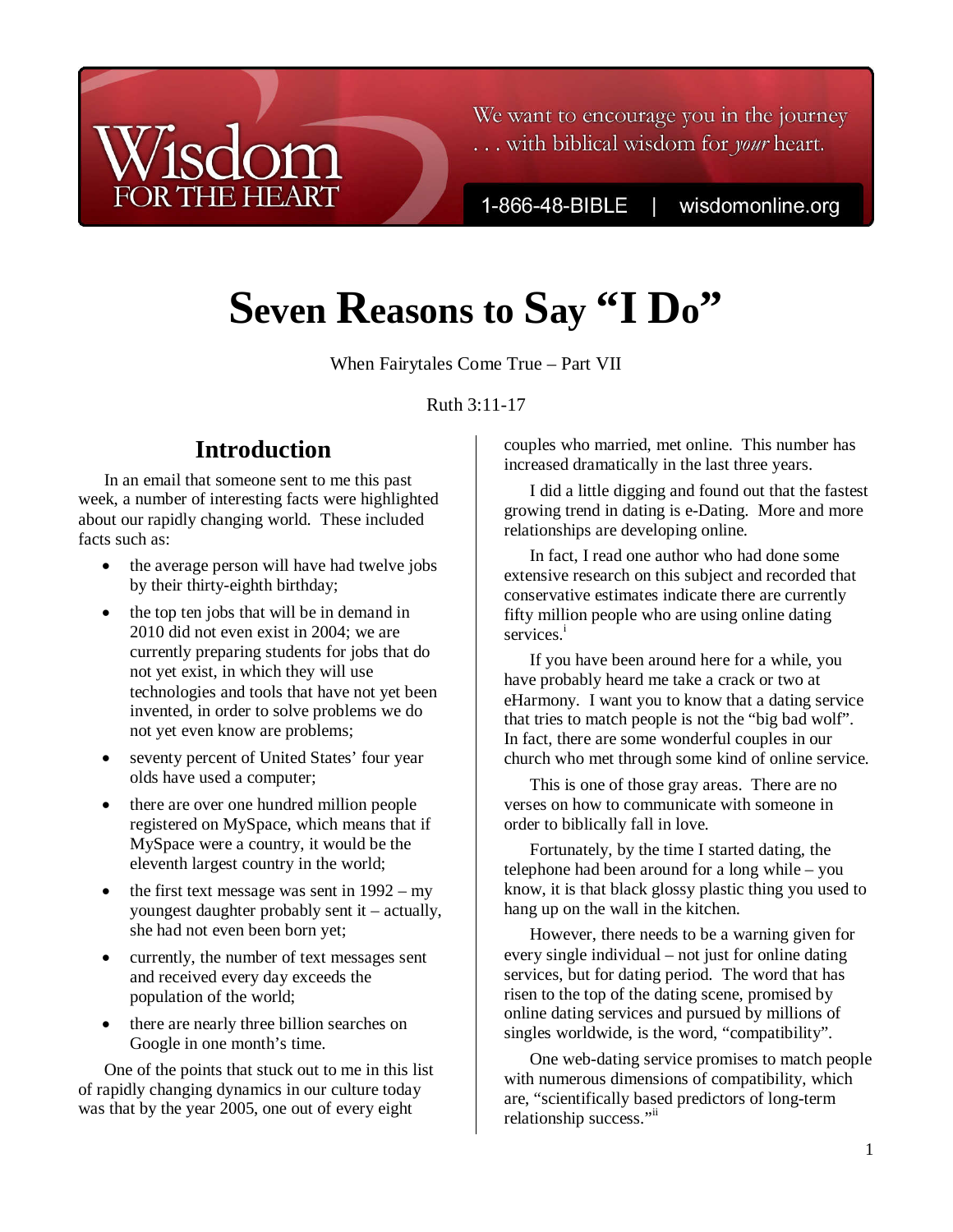Wisdom FOR THE HEART

We want to encourage you in the journey . . . with biblical wisdom for *your* heart.

1-866-48-BIBLE | wisdomonline.org

# Seven Reasons to Say "I Do"

When Fairytales Come True – Part VII

Ruth 3:11-17

## Introduction

In an email that someone sent to me this past week, a number of interesting facts were highlighted about our rapidly changing world. These included facts such as:

- the average person will have had twelve jobs by their thirty-eighth birthday;
- the top ten jobs that will be in demand in 2010 did not even exist in 2004; we are currently preparing students for jobs that do not yet exist, in which they will use technologies and tools that have not yet been invented, in order to solve problems we do not yet even know are problems;
- seventy percent of United States' four year olds have used a computer;
- there are over one hundred million people registered on MySpace, which means that if MySpace were a country, it would be the eleventh largest country in the world;
- the first text message was sent in 1992 – my youngest daughter probably sent it – actually, she had not even been born yet;
- currently, the number of text messages sent and received every day exceeds the population of the world;
- there are nearly three billion searches on Google in one month's time.

One of the points that stuck out to me in this list of rapidly changing dynamics in our culture today was that by the year 2005, one out of every eight couples who married, met online. This number has increased dramatically in the last three years.

I did a little digging and found out that the fastest growing trend in dating is e-Dating. More and more relationships are developing online.

In fact, I read one author who had done some extensive research on this subject and recorded that conservative estimates indicate there are currently fifty million people who are using online dating services.[i]

If you have been around here for a while, you have probably heard me take a crack or two at eHarmony. I want you to know that a dating service that tries to match people is not the "big bad wolf". In fact, there are some wonderful couples in our church who met through some kind of online service.

This is one of those gray areas. There are no verses on how to communicate with someone in order to biblically fall in love.

Fortunately, by the time I started dating, the telephone had been around for a long while – you know, it is that black glossy plastic thing you used to hang up on the wall in the kitchen.

However, there needs to be a warning given for every single individual – not just for online dating services, but for dating period. The word that has risen to the top of the dating scene, promised by online dating services and pursued by millions of singles worldwide, is the word, "compatibility".

One web-dating service promises to match people with numerous dimensions of compatibility, which are, "scientifically based predictors of long-term relationship success."[ii]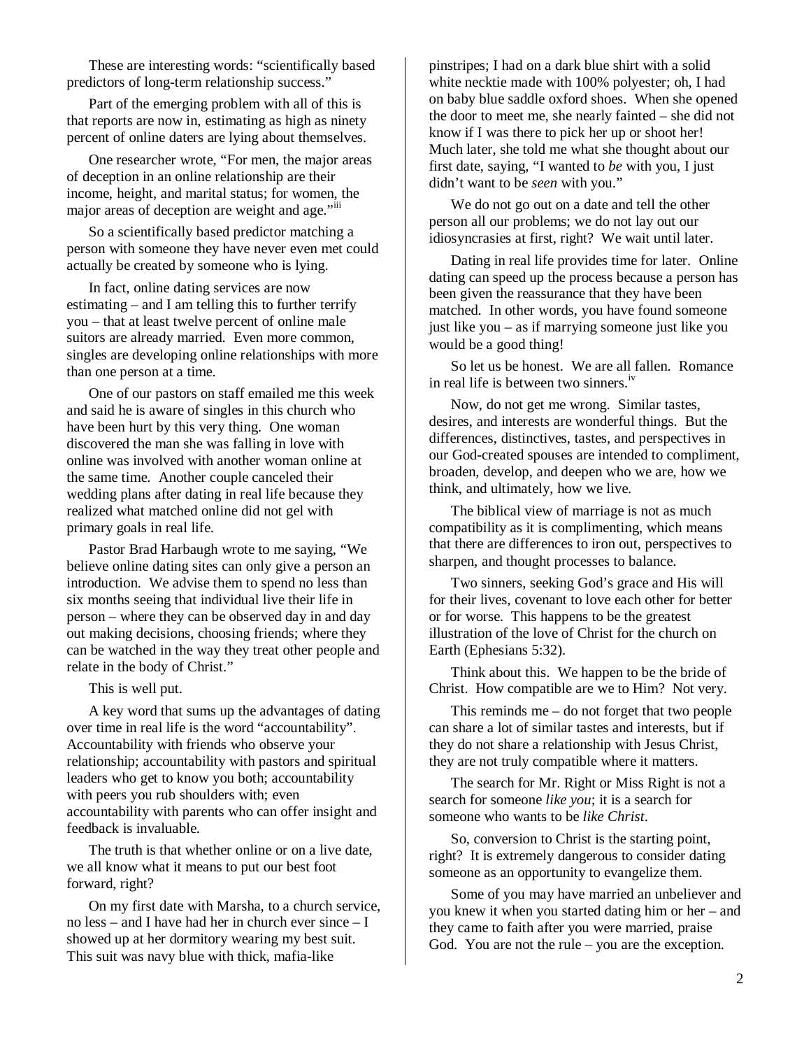These are interesting words: "scientifically based predictors of long-term relationship success."

Part of the emerging problem with all of this is that reports are now in, estimating as high as ninety percent of online daters are lying about themselves.

One researcher wrote, "For men, the major areas of deception in an online relationship are their income, height, and marital status; for women, the major areas of deception are weight and age."[iii]

So a scientifically based predictor matching a person with someone they have never even met could actually be created by someone who is lying.

In fact, online dating services are now estimating – and I am telling this to further terrify you – that at least twelve percent of online male suitors are already married. Even more common, singles are developing online relationships with more than one person at a time.

One of our pastors on staff emailed me this week and said he is aware of singles in this church who have been hurt by this very thing. One woman discovered the man she was falling in love with online was involved with another woman online at the same time. Another couple canceled their wedding plans after dating in real life because they realized what matched online did not gel with primary goals in real life.

Pastor Brad Harbaugh wrote to me saying, "We believe online dating sites can only give a person an introduction. We advise them to spend no less than six months seeing that individual live their life in person – where they can be observed day in and day out making decisions, choosing friends; where they can be watched in the way they treat other people and relate in the body of Christ."

This is well put.

A key word that sums up the advantages of dating over time in real life is the word "accountability". Accountability with friends who observe your relationship; accountability with pastors and spiritual leaders who get to know you both; accountability with peers you rub shoulders with; even accountability with parents who can offer insight and feedback is invaluable.

The truth is that whether online or on a live date, we all know what it means to put our best foot forward, right?

On my first date with Marsha, to a church service, no less – and I have had her in church ever since – I showed up at her dormitory wearing my best suit. This suit was navy blue with thick, mafia-like pinstripes; I had on a dark blue shirt with a solid white necktie made with 100% polyester; oh, I had on baby blue saddle oxford shoes. When she opened the door to meet me, she nearly fainted – she did not know if I was there to pick her up or shoot her! Much later, she told me what she thought about our first date, saying, "I wanted to *be* with you, I just didn't want to be *seen* with you."

We do not go out on a date and tell the other person all our problems; we do not lay out our idiosyncrasies at first, right? We wait until later.

Dating in real life provides time for later. Online dating can speed up the process because a person has been given the reassurance that they have been matched. In other words, you have found someone just like you – as if marrying someone just like you would be a good thing!

So let us be honest. We are all fallen. Romance in real life is between two sinners.[iv]

Now, do not get me wrong. Similar tastes, desires, and interests are wonderful things. But the differences, distinctives, tastes, and perspectives in our God-created spouses are intended to compliment, broaden, develop, and deepen who we are, how we think, and ultimately, how we live.

The biblical view of marriage is not as much compatibility as it is complimenting, which means that there are differences to iron out, perspectives to sharpen, and thought processes to balance.

Two sinners, seeking God's grace and His will for their lives, covenant to love each other for better or for worse. This happens to be the greatest illustration of the love of Christ for the church on Earth (Ephesians 5:32).

Think about this. We happen to be the bride of Christ. How compatible are we to Him? Not very.

This reminds me – do not forget that two people can share a lot of similar tastes and interests, but if they do not share a relationship with Jesus Christ, they are not truly compatible where it matters.

The search for Mr. Right or Miss Right is not a search for someone *like you*; it is a search for someone who wants to be *like Christ*.

So, conversion to Christ is the starting point, right? It is extremely dangerous to consider dating someone as an opportunity to evangelize them.

Some of you may have married an unbeliever and you knew it when you started dating him or her – and they came to faith after you were married, praise God. You are not the rule – you are the exception.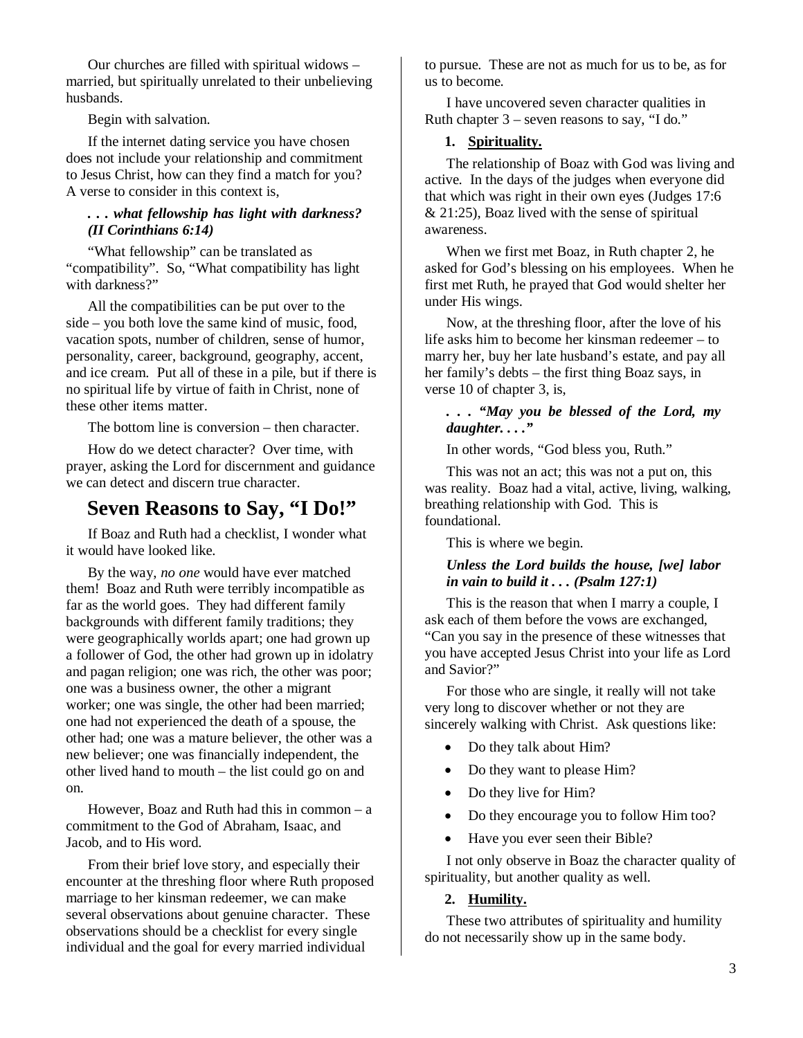Our churches are filled with spiritual widows – married, but spiritually unrelated to their unbelieving husbands.

Begin with salvation.

If the internet dating service you have chosen does not include your relationship and commitment to Jesus Christ, how can they find a match for you? A verse to consider in this context is,

***. . . what fellowship has light with darkness? (II Corinthians 6:14)***

"What fellowship" can be translated as "compatibility". So, "What compatibility has light with darkness?"

All the compatibilities can be put over to the side – you both love the same kind of music, food, vacation spots, number of children, sense of humor, personality, career, background, geography, accent, and ice cream. Put all of these in a pile, but if there is no spiritual life by virtue of faith in Christ, none of these other items matter.

The bottom line is conversion – then character.

How do we detect character? Over time, with prayer, asking the Lord for discernment and guidance we can detect and discern true character.

## Seven Reasons to Say, "I Do!"

If Boaz and Ruth had a checklist, I wonder what it would have looked like.

By the way, *no one* would have ever matched them! Boaz and Ruth were terribly incompatible as far as the world goes. They had different family backgrounds with different family traditions; they were geographically worlds apart; one had grown up a follower of God, the other had grown up in idolatry and pagan religion; one was rich, the other was poor; one was a business owner, the other a migrant worker; one was single, the other had been married; one had not experienced the death of a spouse, the other had; one was a mature believer, the other was a new believer; one was financially independent, the other lived hand to mouth – the list could go on and on.

However, Boaz and Ruth had this in common – a commitment to the God of Abraham, Isaac, and Jacob, and to His word.

From their brief love story, and especially their encounter at the threshing floor where Ruth proposed marriage to her kinsman redeemer, we can make several observations about genuine character. These observations should be a checklist for every single individual and the goal for every married individual to pursue. These are not as much for us to be, as for us to become.

I have uncovered seven character qualities in Ruth chapter 3 – seven reasons to say, "I do."

1. **Spirituality.**

The relationship of Boaz with God was living and active. In the days of the judges when everyone did that which was right in their own eyes (Judges 17:6 & 21:25), Boaz lived with the sense of spiritual awareness.

When we first met Boaz, in Ruth chapter 2, he asked for God's blessing on his employees. When he first met Ruth, he prayed that God would shelter her under His wings.

Now, at the threshing floor, after the love of his life asks him to become her kinsman redeemer – to marry her, buy her late husband's estate, and pay all her family's debts – the first thing Boaz says, in verse 10 of chapter 3, is,

***. . . "May you be blessed of the Lord, my daughter. . . ."***

In other words, "God bless you, Ruth."

This was not an act; this was not a put on, this was reality. Boaz had a vital, active, living, walking, breathing relationship with God. This is foundational.

This is where we begin.

***Unless the Lord builds the house, [we] labor in vain to build it . . . (Psalm 127:1)***

This is the reason that when I marry a couple, I ask each of them before the vows are exchanged, "Can you say in the presence of these witnesses that you have accepted Jesus Christ into your life as Lord and Savior?"

For those who are single, it really will not take very long to discover whether or not they are sincerely walking with Christ. Ask questions like:

- Do they talk about Him?
- Do they want to please Him?
- Do they live for Him?
- Do they encourage you to follow Him too?
- Have you ever seen their Bible?

I not only observe in Boaz the character quality of spirituality, but another quality as well.

2. **Humility.**

These two attributes of spirituality and humility do not necessarily show up in the same body.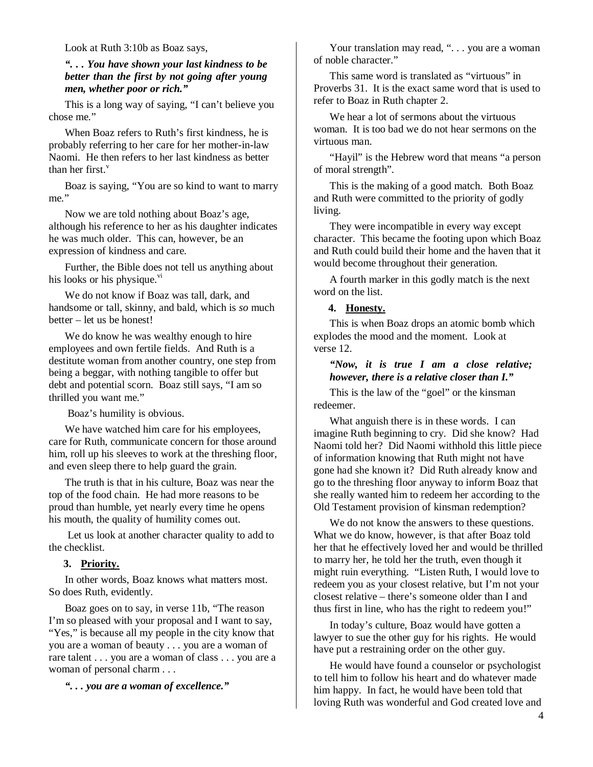Look at Ruth 3:10b as Boaz says,

***". . . You have shown your last kindness to be better than the first by not going after young men, whether poor or rich."***

This is a long way of saying, "I can't believe you chose me."

When Boaz refers to Ruth's first kindness, he is probably referring to her care for her mother-in-law Naomi. He then refers to her last kindness as better than her first.[v]

Boaz is saying, "You are so kind to want to marry me."

Now we are told nothing about Boaz's age, although his reference to her as his daughter indicates he was much older. This can, however, be an expression of kindness and care.

Further, the Bible does not tell us anything about his looks or his physique.[vi]

We do not know if Boaz was tall, dark, and handsome or tall, skinny, and bald, which is *so* much better – let us be honest!

We do know he was wealthy enough to hire employees and own fertile fields. And Ruth is a destitute woman from another country, one step from being a beggar, with nothing tangible to offer but debt and potential scorn. Boaz still says, "I am so thrilled you want me."

Boaz's humility is obvious.

We have watched him care for his employees, care for Ruth, communicate concern for those around him, roll up his sleeves to work at the threshing floor, and even sleep there to help guard the grain.

The truth is that in his culture, Boaz was near the top of the food chain. He had more reasons to be proud than humble, yet nearly every time he opens his mouth, the quality of humility comes out.

Let us look at another character quality to add to the checklist.

**3. Priority.**

In other words, Boaz knows what matters most. So does Ruth, evidently.

Boaz goes on to say, in verse 11b, "The reason I'm so pleased with your proposal and I want to say, "Yes," is because all my people in the city know that you are a woman of beauty . . . you are a woman of rare talent . . . you are a woman of class . . . you are a woman of personal charm . . .

***". . . you are a woman of excellence."***

Your translation may read, ". . . you are a woman of noble character."

This same word is translated as "virtuous" in Proverbs 31. It is the exact same word that is used to refer to Boaz in Ruth chapter 2.

We hear a lot of sermons about the virtuous woman. It is too bad we do not hear sermons on the virtuous man.

"Hayil" is the Hebrew word that means "a person of moral strength".

This is the making of a good match. Both Boaz and Ruth were committed to the priority of godly living.

They were incompatible in every way except character. This became the footing upon which Boaz and Ruth could build their home and the haven that it would become throughout their generation.

A fourth marker in this godly match is the next word on the list.

**4. Honesty.**

This is when Boaz drops an atomic bomb which explodes the mood and the moment. Look at verse 12.

***"Now, it is true I am a close relative; however, there is a relative closer than I."***

This is the law of the "goel" or the kinsman redeemer.

What anguish there is in these words. I can imagine Ruth beginning to cry. Did she know? Had Naomi told her? Did Naomi withhold this little piece of information knowing that Ruth might not have gone had she known it? Did Ruth already know and go to the threshing floor anyway to inform Boaz that she really wanted him to redeem her according to the Old Testament provision of kinsman redemption?

We do not know the answers to these questions. What we do know, however, is that after Boaz told her that he effectively loved her and would be thrilled to marry her, he told her the truth, even though it might ruin everything. "Listen Ruth, I would love to redeem you as your closest relative, but I'm not your closest relative – there's someone older than I and thus first in line, who has the right to redeem you!"

In today's culture, Boaz would have gotten a lawyer to sue the other guy for his rights. He would have put a restraining order on the other guy.

He would have found a counselor or psychologist to tell him to follow his heart and do whatever made him happy. In fact, he would have been told that loving Ruth was wonderful and God created love and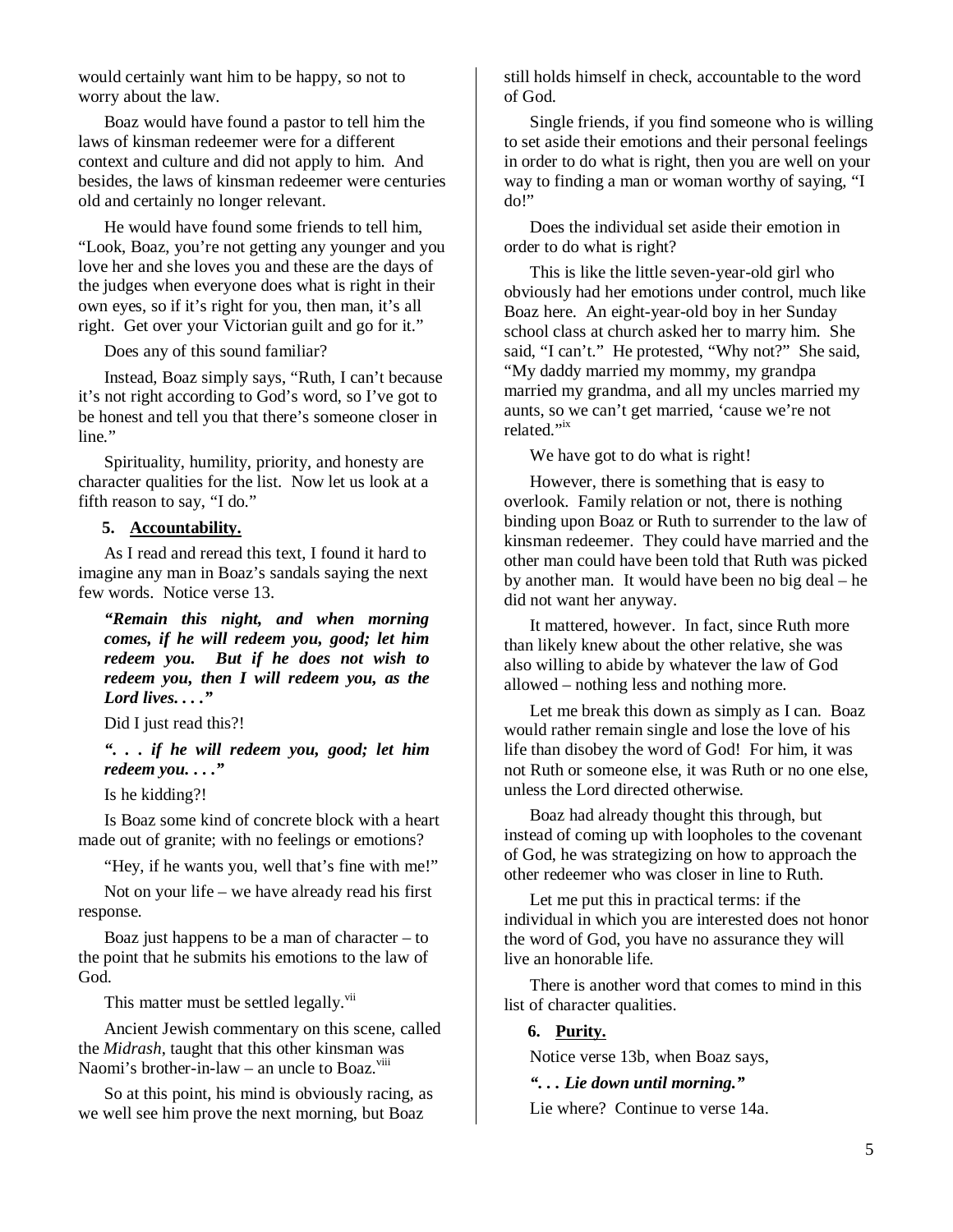would certainly want him to be happy, so not to worry about the law.

Boaz would have found a pastor to tell him the laws of kinsman redeemer were for a different context and culture and did not apply to him. And besides, the laws of kinsman redeemer were centuries old and certainly no longer relevant.

He would have found some friends to tell him, "Look, Boaz, you're not getting any younger and you love her and she loves you and these are the days of the judges when everyone does what is right in their own eyes, so if it's right for you, then man, it's all right. Get over your Victorian guilt and go for it."

Does any of this sound familiar?

Instead, Boaz simply says, "Ruth, I can't because it's not right according to God's word, so I've got to be honest and tell you that there's someone closer in line."

Spirituality, humility, priority, and honesty are character qualities for the list. Now let us look at a fifth reason to say, "I do."

**5. Accountability.**

As I read and reread this text, I found it hard to imagine any man in Boaz's sandals saying the next few words. Notice verse 13.

***"Remain this night, and when morning comes, if he will redeem you, good; let him redeem you. But if he does not wish to redeem you, then I will redeem you, as the Lord lives. . . ."***

Did I just read this?!

***". . . if he will redeem you, good; let him redeem you. . . ."***

Is he kidding?!

Is Boaz some kind of concrete block with a heart made out of granite; with no feelings or emotions?

"Hey, if he wants you, well that's fine with me!"

Not on your life – we have already read his first response.

Boaz just happens to be a man of character – to the point that he submits his emotions to the law of God.

This matter must be settled legally.[vii]

Ancient Jewish commentary on this scene, called the *Midrash*, taught that this other kinsman was Naomi's brother-in-law – an uncle to Boaz.[viii]

So at this point, his mind is obviously racing, as we well see him prove the next morning, but Boaz still holds himself in check, accountable to the word of God.

Single friends, if you find someone who is willing to set aside their emotions and their personal feelings in order to do what is right, then you are well on your way to finding a man or woman worthy of saying, "I do!"

Does the individual set aside their emotion in order to do what is right?

This is like the little seven-year-old girl who obviously had her emotions under control, much like Boaz here. An eight-year-old boy in her Sunday school class at church asked her to marry him. She said, "I can't." He protested, "Why not?" She said, "My daddy married my mommy, my grandpa married my grandma, and all my uncles married my aunts, so we can't get married, 'cause we're not related."[ix]

We have got to do what is right!

However, there is something that is easy to overlook. Family relation or not, there is nothing binding upon Boaz or Ruth to surrender to the law of kinsman redeemer. They could have married and the other man could have been told that Ruth was picked by another man. It would have been no big deal – he did not want her anyway.

It mattered, however. In fact, since Ruth more than likely knew about the other relative, she was also willing to abide by whatever the law of God allowed – nothing less and nothing more.

Let me break this down as simply as I can. Boaz would rather remain single and lose the love of his life than disobey the word of God! For him, it was not Ruth or someone else, it was Ruth or no one else, unless the Lord directed otherwise.

Boaz had already thought this through, but instead of coming up with loopholes to the covenant of God, he was strategizing on how to approach the other redeemer who was closer in line to Ruth.

Let me put this in practical terms: if the individual in which you are interested does not honor the word of God, you have no assurance they will live an honorable life.

There is another word that comes to mind in this list of character qualities.

**6. Purity.**

Notice verse 13b, when Boaz says,

***". . . Lie down until morning."***

Lie where? Continue to verse 14a.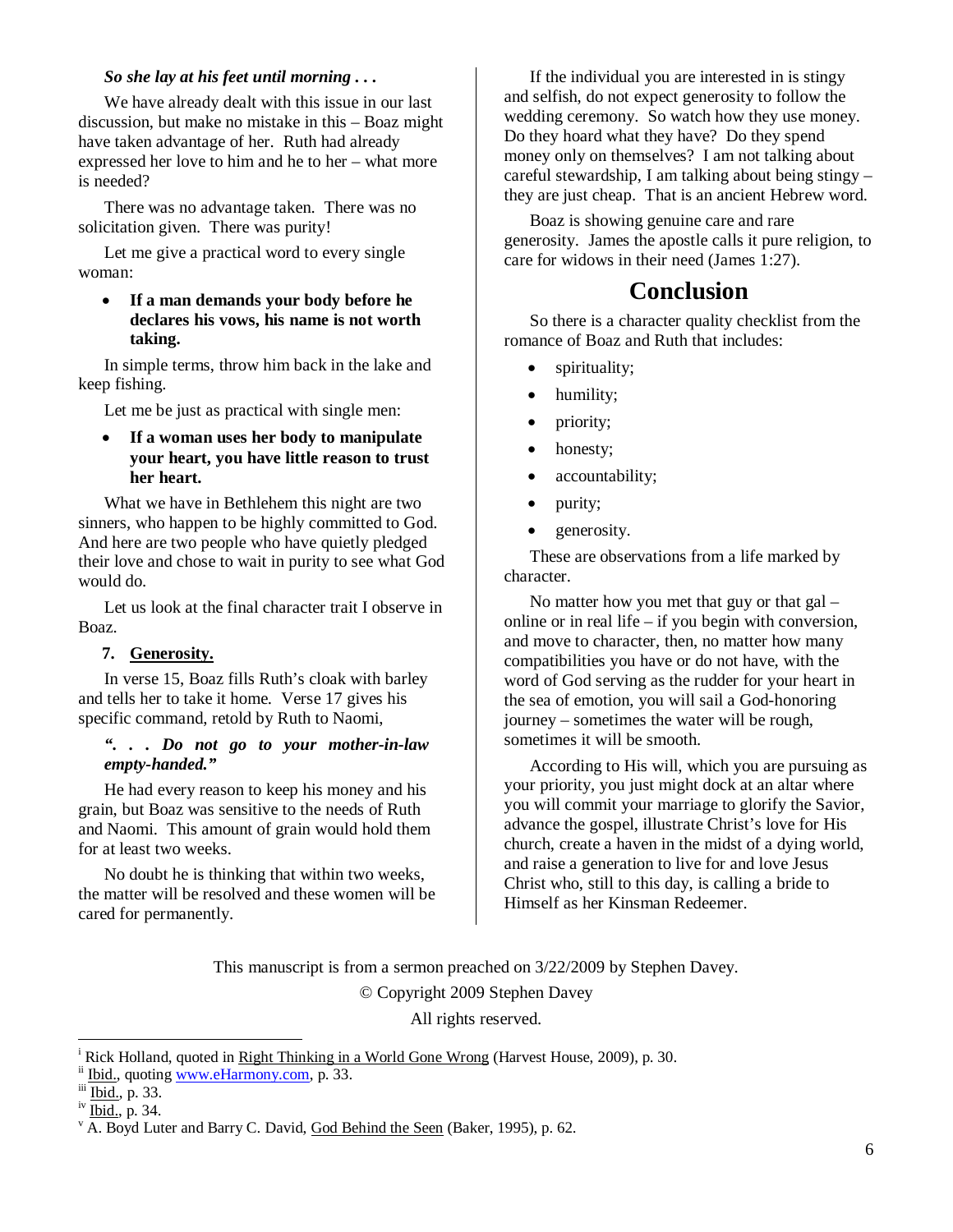***So she lay at his feet until morning . . .***

We have already dealt with this issue in our last discussion, but make no mistake in this – Boaz might have taken advantage of her. Ruth had already expressed her love to him and he to her – what more is needed?

There was no advantage taken. There was no solicitation given. There was purity!

Let me give a practical word to every single woman:

- **If a man demands your body before he declares his vows, his name is not worth taking.**

In simple terms, throw him back in the lake and keep fishing.

Let me be just as practical with single men:

- **If a woman uses her body to manipulate your heart, you have little reason to trust her heart.**

What we have in Bethlehem this night are two sinners, who happen to be highly committed to God. And here are two people who have quietly pledged their love and chose to wait in purity to see what God would do.

Let us look at the final character trait I observe in Boaz.

7. **Generosity.**

In verse 15, Boaz fills Ruth's cloak with barley and tells her to take it home. Verse 17 gives his specific command, retold by Ruth to Naomi,

> ***". . . Do not go to your mother-in-law empty-handed."***

He had every reason to keep his money and his grain, but Boaz was sensitive to the needs of Ruth and Naomi. This amount of grain would hold them for at least two weeks.

No doubt he is thinking that within two weeks, the matter will be resolved and these women will be cared for permanently.

If the individual you are interested in is stingy and selfish, do not expect generosity to follow the wedding ceremony. So watch how they use money. Do they hoard what they have? Do they spend money only on themselves? I am not talking about careful stewardship, I am talking about being stingy – they are just cheap. That is an ancient Hebrew word.

Boaz is showing genuine care and rare generosity. James the apostle calls it pure religion, to care for widows in their need (James 1:27).

## Conclusion

So there is a character quality checklist from the romance of Boaz and Ruth that includes:

- spirituality;
- humility;
- priority;
- honesty;
- accountability;
- purity;
- generosity.

These are observations from a life marked by character.

No matter how you met that guy or that gal – online or in real life – if you begin with conversion, and move to character, then, no matter how many compatibilities you have or do not have, with the word of God serving as the rudder for your heart in the sea of emotion, you will sail a God-honoring journey – sometimes the water will be rough, sometimes it will be smooth.

According to His will, which you are pursuing as your priority, you just might dock at an altar where you will commit your marriage to glorify the Savior, advance the gospel, illustrate Christ's love for His church, create a haven in the midst of a dying world, and raise a generation to live for and love Jesus Christ who, still to this day, is calling a bride to Himself as her Kinsman Redeemer.

This manuscript is from a sermon preached on 3/22/2009 by Stephen Davey.

© Copyright 2009 Stephen Davey

All rights reserved.

---

[i] Rick Holland, quoted in Right Thinking in a World Gone Wrong (Harvest House, 2009), p. 30.

[ii] Ibid., quoting www.eHarmony.com, p. 33.

[iii] Ibid., p. 33.

[iv] Ibid., p. 34.

[v] A. Boyd Luter and Barry C. David, God Behind the Seen (Baker, 1995), p. 62.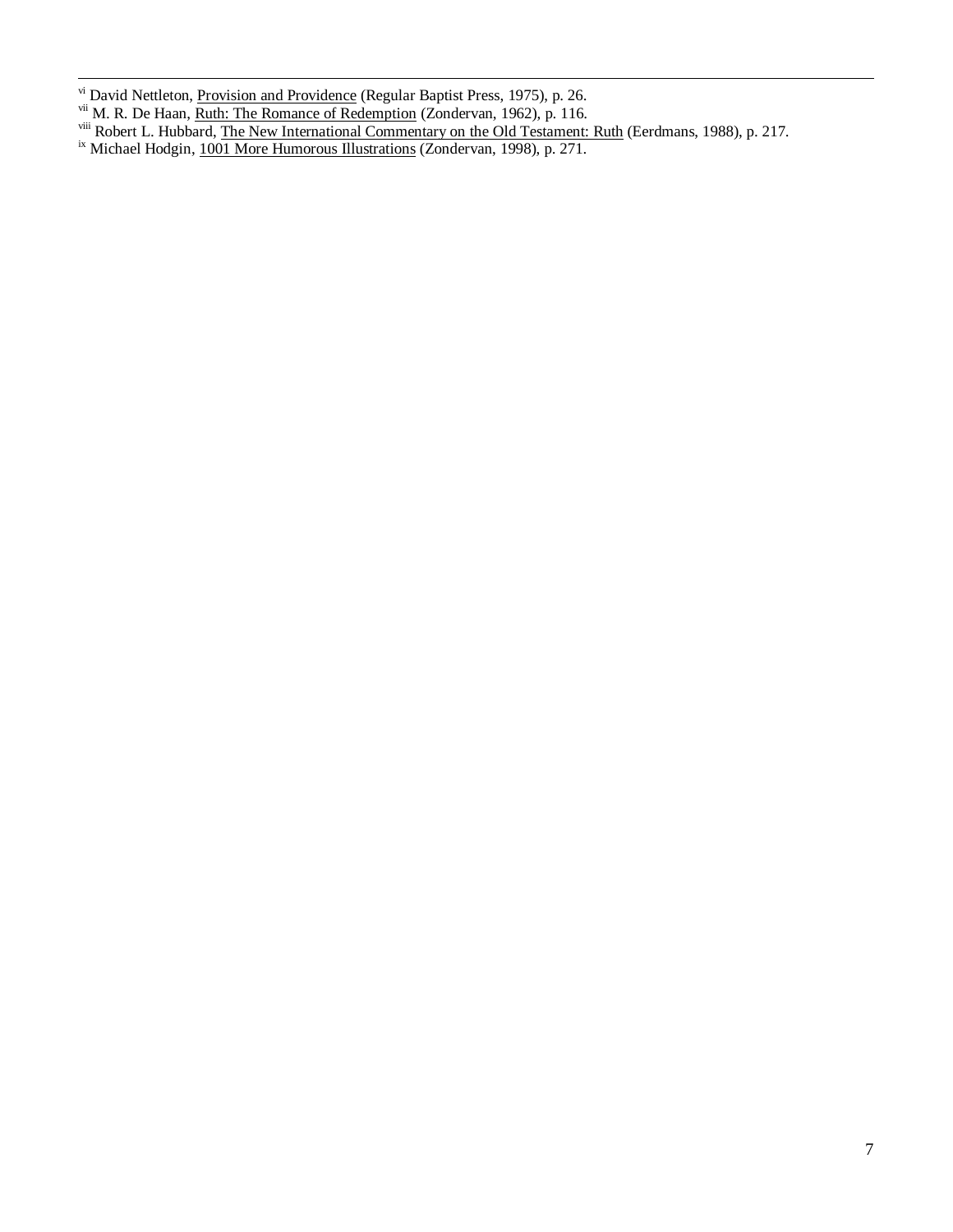---

[vi] David Nettleton, Provision and Providence (Regular Baptist Press, 1975), p. 26.

[vii] M. R. De Haan, Ruth: The Romance of Redemption (Zondervan, 1962), p. 116.

[viii] Robert L. Hubbard, The New International Commentary on the Old Testament: Ruth (Eerdmans, 1988), p. 217.

[ix] Michael Hodgin, 1001 More Humorous Illustrations (Zondervan, 1998), p. 271.